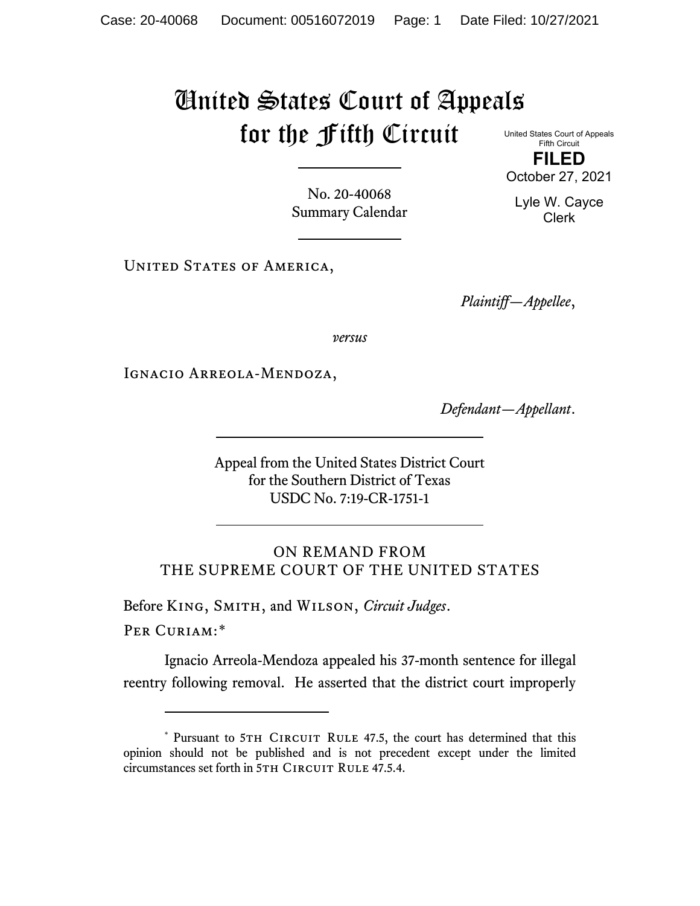# United States Court of Appeals for the Fifth Circuit

United States Court of Appeals
Fifth Circuit

**FILED**

October 27, 2021

Lyle W. Cayce
Clerk

No. 20-40068
Summary Calendar

---

United States of America,

*Plaintiff—Appellee*,

*versus*

Ignacio Arreola-Mendoza,

*Defendant—Appellant*.

---

Appeal from the United States District Court
for the Southern District of Texas
USDC No. 7:19-CR-1751-1

---

ON REMAND FROM
THE SUPREME COURT OF THE UNITED STATES

Before King, Smith, and Wilson, *Circuit Judges*.

Per Curiam:*

Ignacio Arreola-Mendoza appealed his 37-month sentence for illegal reentry following removal. He asserted that the district court improperly

---

\* Pursuant to 5th Circuit Rule 47.5, the court has determined that this opinion should not be published and is not precedent except under the limited circumstances set forth in 5th Circuit Rule 47.5.4.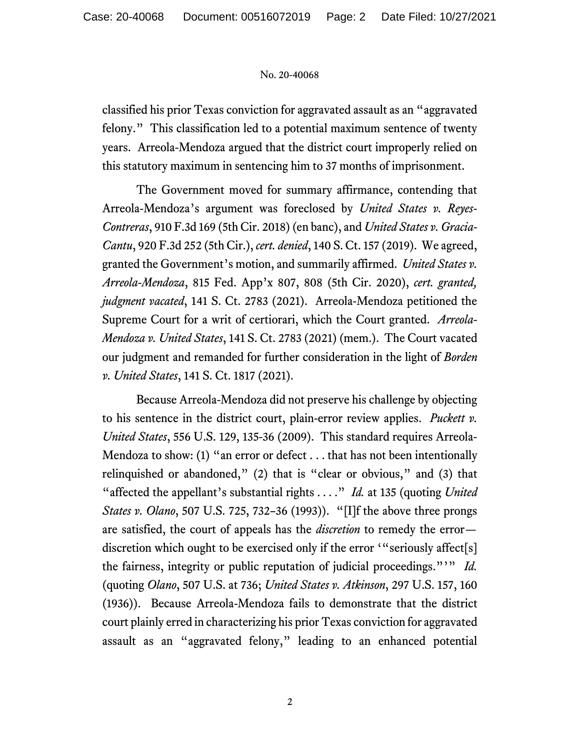classified his prior Texas conviction for aggravated assault as an "aggravated felony." This classification led to a potential maximum sentence of twenty years. Arreola-Mendoza argued that the district court improperly relied on this statutory maximum in sentencing him to 37 months of imprisonment.

The Government moved for summary affirmance, contending that Arreola-Mendoza's argument was foreclosed by *United States v. Reyes-Contreras*, 910 F.3d 169 (5th Cir. 2018) (en banc), and *United States v. Gracia-Cantu*, 920 F.3d 252 (5th Cir.), *cert. denied*, 140 S. Ct. 157 (2019). We agreed, granted the Government's motion, and summarily affirmed. *United States v. Arreola-Mendoza*, 815 Fed. App'x 807, 808 (5th Cir. 2020), *cert. granted, judgment vacated*, 141 S. Ct. 2783 (2021). Arreola-Mendoza petitioned the Supreme Court for a writ of certiorari, which the Court granted. *Arreola-Mendoza v. United States*, 141 S. Ct. 2783 (2021) (mem.). The Court vacated our judgment and remanded for further consideration in the light of *Borden v. United States*, 141 S. Ct. 1817 (2021).

Because Arreola-Mendoza did not preserve his challenge by objecting to his sentence in the district court, plain-error review applies. *Puckett v. United States*, 556 U.S. 129, 135-36 (2009). This standard requires Arreola-Mendoza to show: (1) "an error or defect . . . that has not been intentionally relinquished or abandoned," (2) that is "clear or obvious," and (3) that "affected the appellant's substantial rights . . . ." *Id.* at 135 (quoting *United States v. Olano*, 507 U.S. 725, 732–36 (1993)). "[I]f the above three prongs are satisfied, the court of appeals has the *discretion* to remedy the error—discretion which ought to be exercised only if the error '"seriously affect[s] the fairness, integrity or public reputation of judicial proceedings."'" *Id.* (quoting *Olano*, 507 U.S. at 736; *United States v. Atkinson*, 297 U.S. 157, 160 (1936)). Because Arreola-Mendoza fails to demonstrate that the district court plainly erred in characterizing his prior Texas conviction for aggravated assault as an "aggravated felony," leading to an enhanced potential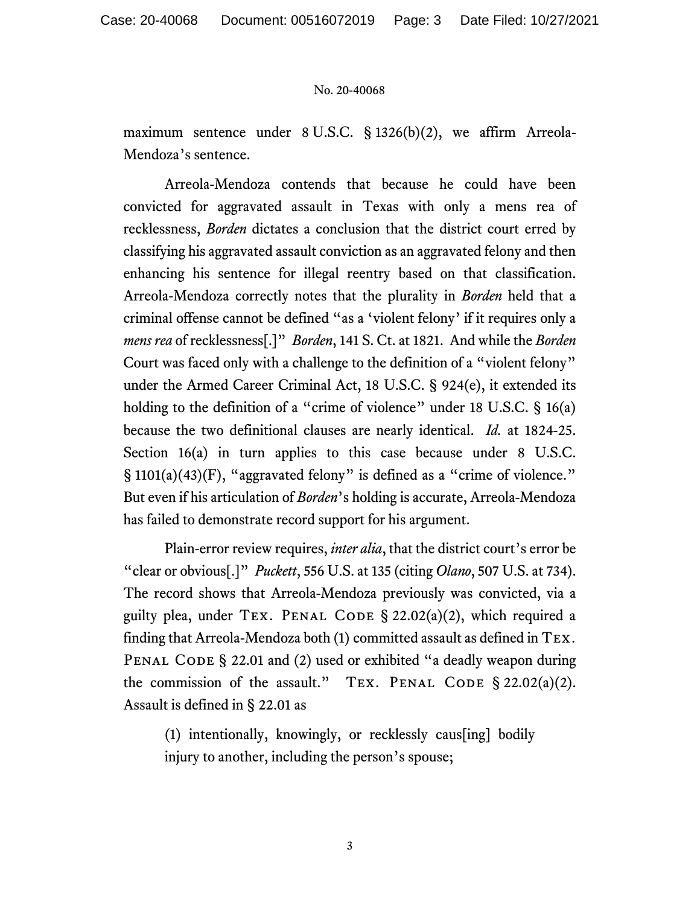maximum sentence under 8 U.S.C. § 1326(b)(2), we affirm Arreola-Mendoza's sentence.

Arreola-Mendoza contends that because he could have been convicted for aggravated assault in Texas with only a mens rea of recklessness, *Borden* dictates a conclusion that the district court erred by classifying his aggravated assault conviction as an aggravated felony and then enhancing his sentence for illegal reentry based on that classification. Arreola-Mendoza correctly notes that the plurality in *Borden* held that a criminal offense cannot be defined "as a 'violent felony' if it requires only a *mens rea* of recklessness[.]" *Borden*, 141 S. Ct. at 1821. And while the *Borden* Court was faced only with a challenge to the definition of a "violent felony" under the Armed Career Criminal Act, 18 U.S.C. § 924(e), it extended its holding to the definition of a "crime of violence" under 18 U.S.C. § 16(a) because the two definitional clauses are nearly identical. *Id.* at 1824-25. Section 16(a) in turn applies to this case because under 8 U.S.C. § 1101(a)(43)(F), "aggravated felony" is defined as a "crime of violence." But even if his articulation of *Borden*'s holding is accurate, Arreola-Mendoza has failed to demonstrate record support for his argument.

Plain-error review requires, *inter alia*, that the district court's error be "clear or obvious[.]" *Puckett*, 556 U.S. at 135 (citing *Olano*, 507 U.S. at 734). The record shows that Arreola-Mendoza previously was convicted, via a guilty plea, under TEX. PENAL CODE § 22.02(a)(2), which required a finding that Arreola-Mendoza both (1) committed assault as defined in TEX. PENAL CODE § 22.01 and (2) used or exhibited "a deadly weapon during the commission of the assault." TEX. PENAL CODE § 22.02(a)(2). Assault is defined in § 22.01 as

> (1) intentionally, knowingly, or recklessly caus[ing] bodily injury to another, including the person's spouse;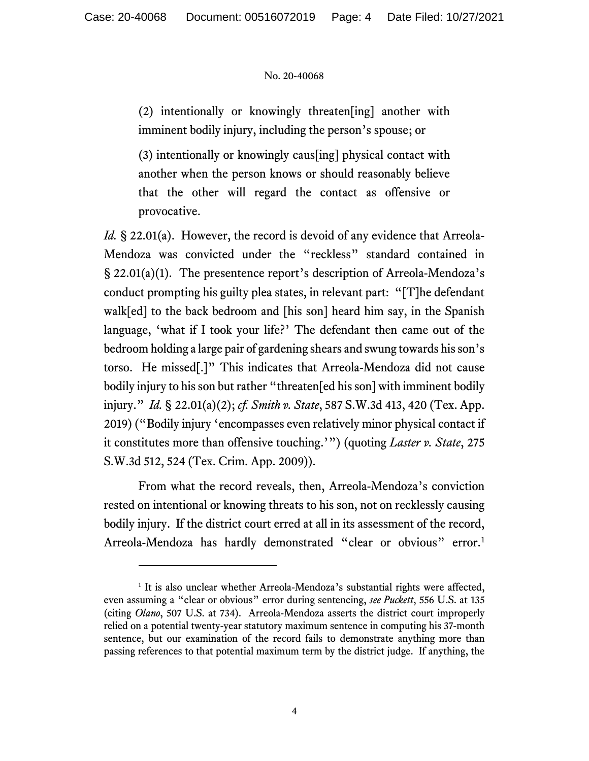> (2) intentionally or knowingly threaten[ing] another with imminent bodily injury, including the person's spouse; or
>
> (3) intentionally or knowingly caus[ing] physical contact with another when the person knows or should reasonably believe that the other will regard the contact as offensive or provocative.

*Id.* § 22.01(a). However, the record is devoid of any evidence that Arreola-Mendoza was convicted under the "reckless" standard contained in § 22.01(a)(1). The presentence report's description of Arreola-Mendoza's conduct prompting his guilty plea states, in relevant part: "[T]he defendant walk[ed] to the back bedroom and [his son] heard him say, in the Spanish language, 'what if I took your life?' The defendant then came out of the bedroom holding a large pair of gardening shears and swung towards his son's torso. He missed[.]" This indicates that Arreola-Mendoza did not cause bodily injury to his son but rather "threaten[ed his son] with imminent bodily injury." *Id.* § 22.01(a)(2); *cf. Smith v. State*, 587 S.W.3d 413, 420 (Tex. App. 2019) ("Bodily injury 'encompasses even relatively minor physical contact if it constitutes more than offensive touching.'") (quoting *Laster v. State*, 275 S.W.3d 512, 524 (Tex. Crim. App. 2009)).

From what the record reveals, then, Arreola-Mendoza's conviction rested on intentional or knowing threats to his son, not on recklessly causing bodily injury. If the district court erred at all in its assessment of the record, Arreola-Mendoza has hardly demonstrated "clear or obvious" error.[1]

---

[1] It is also unclear whether Arreola-Mendoza's substantial rights were affected, even assuming a "clear or obvious" error during sentencing, *see Puckett*, 556 U.S. at 135 (citing *Olano*, 507 U.S. at 734). Arreola-Mendoza asserts the district court improperly relied on a potential twenty-year statutory maximum sentence in computing his 37-month sentence, but our examination of the record fails to demonstrate anything more than passing references to that potential maximum term by the district judge. If anything, the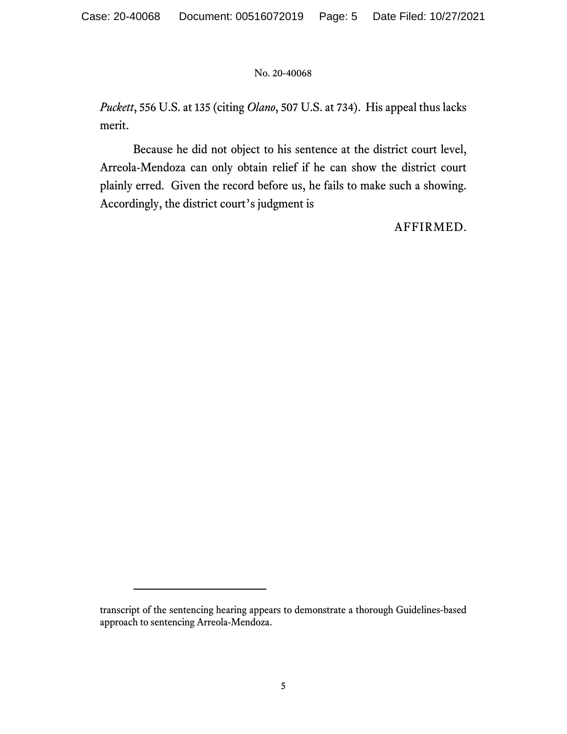*Puckett*, 556 U.S. at 135 (citing *Olano*, 507 U.S. at 734). His appeal thus lacks merit.

Because he did not object to his sentence at the district court level, Arreola-Mendoza can only obtain relief if he can show the district court plainly erred. Given the record before us, he fails to make such a showing. Accordingly, the district court's judgment is

AFFIRMED.

---

transcript of the sentencing hearing appears to demonstrate a thorough Guidelines-based approach to sentencing Arreola-Mendoza.